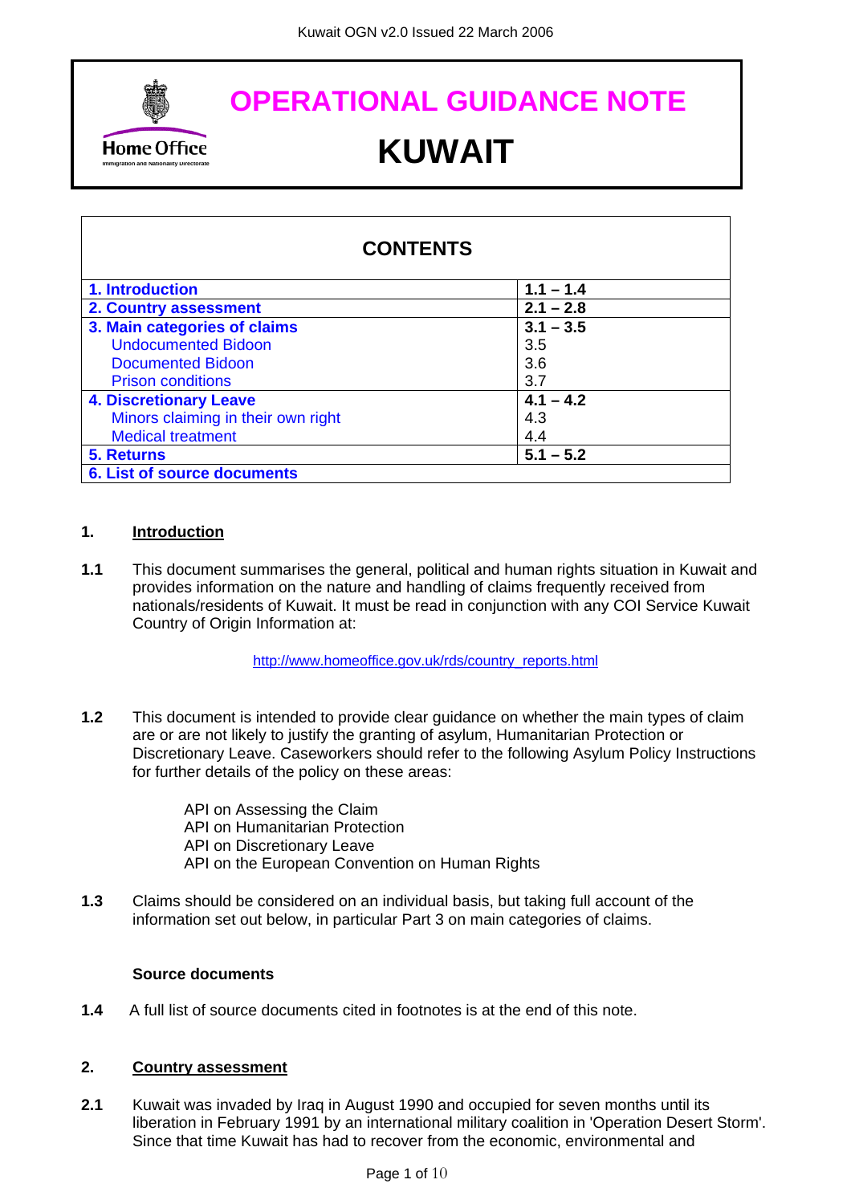# OPERATIONAL GUIDANCE NOTE

# KUWAIT

## CONTENTS

| | |
|---|---|
| **1. Introduction** | **1.1 – 1.4** |
| **2. Country assessment** | **2.1 – 2.8** |
| **3. Main categories of claims** | **3.1 – 3.5** |
| Undocumented Bidoon | 3.5 |
| Documented Bidoon | 3.6 |
| Prison conditions | 3.7 |
| **4. Discretionary Leave** | **4.1 – 4.2** |
| Minors claiming in their own right | 4.3 |
| Medical treatment | 4.4 |
| **5. Returns** | **5.1 – 5.2** |
| **6. List of source documents** | |

## 1. Introduction

**1.1** This document summarises the general, political and human rights situation in Kuwait and provides information on the nature and handling of claims frequently received from nationals/residents of Kuwait. It must be read in conjunction with any COI Service Kuwait Country of Origin Information at:

http://www.homeoffice.gov.uk/rds/country_reports.html

**1.2** This document is intended to provide clear guidance on whether the main types of claim are or are not likely to justify the granting of asylum, Humanitarian Protection or Discretionary Leave. Caseworkers should refer to the following Asylum Policy Instructions for further details of the policy on these areas:

API on Assessing the Claim
API on Humanitarian Protection
API on Discretionary Leave
API on the European Convention on Human Rights

**1.3** Claims should be considered on an individual basis, but taking full account of the information set out below, in particular Part 3 on main categories of claims.

**Source documents**

**1.4** A full list of source documents cited in footnotes is at the end of this note.

## 2. Country assessment

**2.1** Kuwait was invaded by Iraq in August 1990 and occupied for seven months until its liberation in February 1991 by an international military coalition in 'Operation Desert Storm'. Since that time Kuwait has had to recover from the economic, environmental and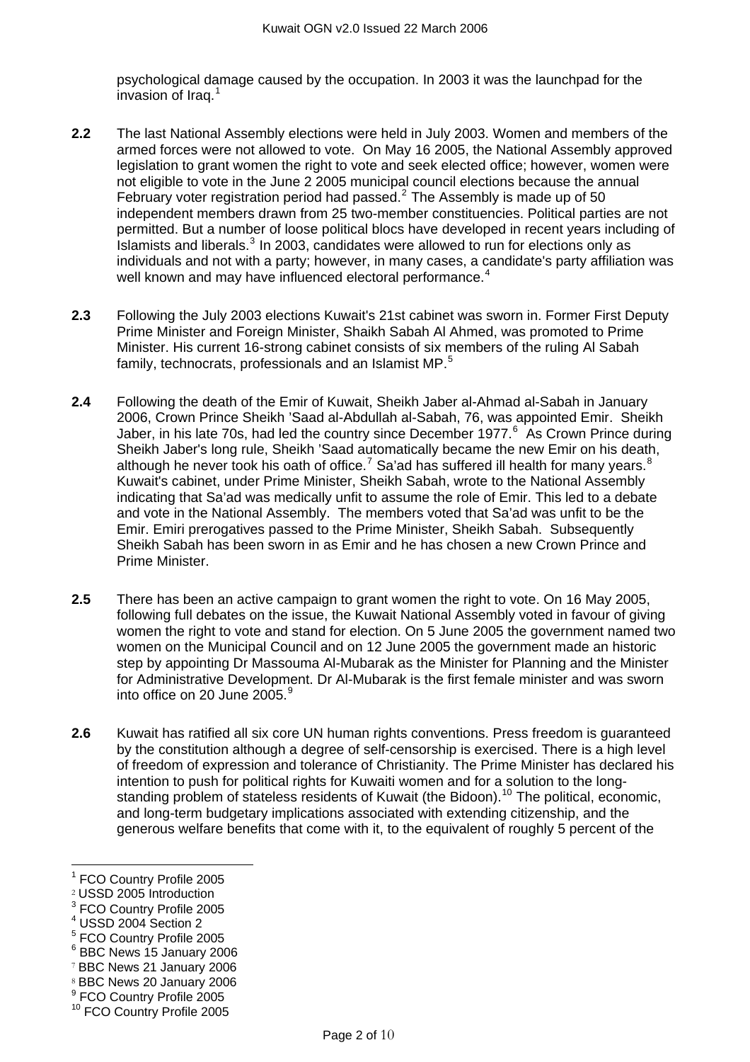psychological damage caused by the occupation. In 2003 it was the launchpad for the invasion of Iraq.[1]

**2.2** The last National Assembly elections were held in July 2003. Women and members of the armed forces were not allowed to vote. On May 16 2005, the National Assembly approved legislation to grant women the right to vote and seek elected office; however, women were not eligible to vote in the June 2 2005 municipal council elections because the annual February voter registration period had passed.[2] The Assembly is made up of 50 independent members drawn from 25 two-member constituencies. Political parties are not permitted. But a number of loose political blocs have developed in recent years including of Islamists and liberals.[3] In 2003, candidates were allowed to run for elections only as individuals and not with a party; however, in many cases, a candidate's party affiliation was well known and may have influenced electoral performance.[4]

**2.3** Following the July 2003 elections Kuwait's 21st cabinet was sworn in. Former First Deputy Prime Minister and Foreign Minister, Shaikh Sabah Al Ahmed, was promoted to Prime Minister. His current 16-strong cabinet consists of six members of the ruling Al Sabah family, technocrats, professionals and an Islamist MP.[5]

**2.4** Following the death of the Emir of Kuwait, Sheikh Jaber al-Ahmad al-Sabah in January 2006, Crown Prince Sheikh 'Saad al-Abdullah al-Sabah, 76, was appointed Emir. Sheikh Jaber, in his late 70s, had led the country since December 1977.[6] As Crown Prince during Sheikh Jaber's long rule, Sheikh 'Saad automatically became the new Emir on his death, although he never took his oath of office.[7] Sa'ad has suffered ill health for many years.[8] Kuwait's cabinet, under Prime Minister, Sheikh Sabah, wrote to the National Assembly indicating that Sa'ad was medically unfit to assume the role of Emir. This led to a debate and vote in the National Assembly. The members voted that Sa'ad was unfit to be the Emir. Emiri prerogatives passed to the Prime Minister, Sheikh Sabah. Subsequently Sheikh Sabah has been sworn in as Emir and he has chosen a new Crown Prince and Prime Minister.

**2.5** There has been an active campaign to grant women the right to vote. On 16 May 2005, following full debates on the issue, the Kuwait National Assembly voted in favour of giving women the right to vote and stand for election. On 5 June 2005 the government named two women on the Municipal Council and on 12 June 2005 the government made an historic step by appointing Dr Massouma Al-Mubarak as the Minister for Planning and the Minister for Administrative Development. Dr Al-Mubarak is the first female minister and was sworn into office on 20 June 2005.[9]

**2.6** Kuwait has ratified all six core UN human rights conventions. Press freedom is guaranteed by the constitution although a degree of self-censorship is exercised. There is a high level of freedom of expression and tolerance of Christianity. The Prime Minister has declared his intention to push for political rights for Kuwaiti women and for a solution to the long-standing problem of stateless residents of Kuwait (the Bidoon).[10] The political, economic, and long-term budgetary implications associated with extending citizenship, and the generous welfare benefits that come with it, to the equivalent of roughly 5 percent of the

---

[1] FCO Country Profile 2005
[2] USSD 2005 Introduction
[3] FCO Country Profile 2005
[4] USSD 2004 Section 2
[5] FCO Country Profile 2005
[6] BBC News 15 January 2006
[7] BBC News 21 January 2006
[8] BBC News 20 January 2006
[9] FCO Country Profile 2005
[10] FCO Country Profile 2005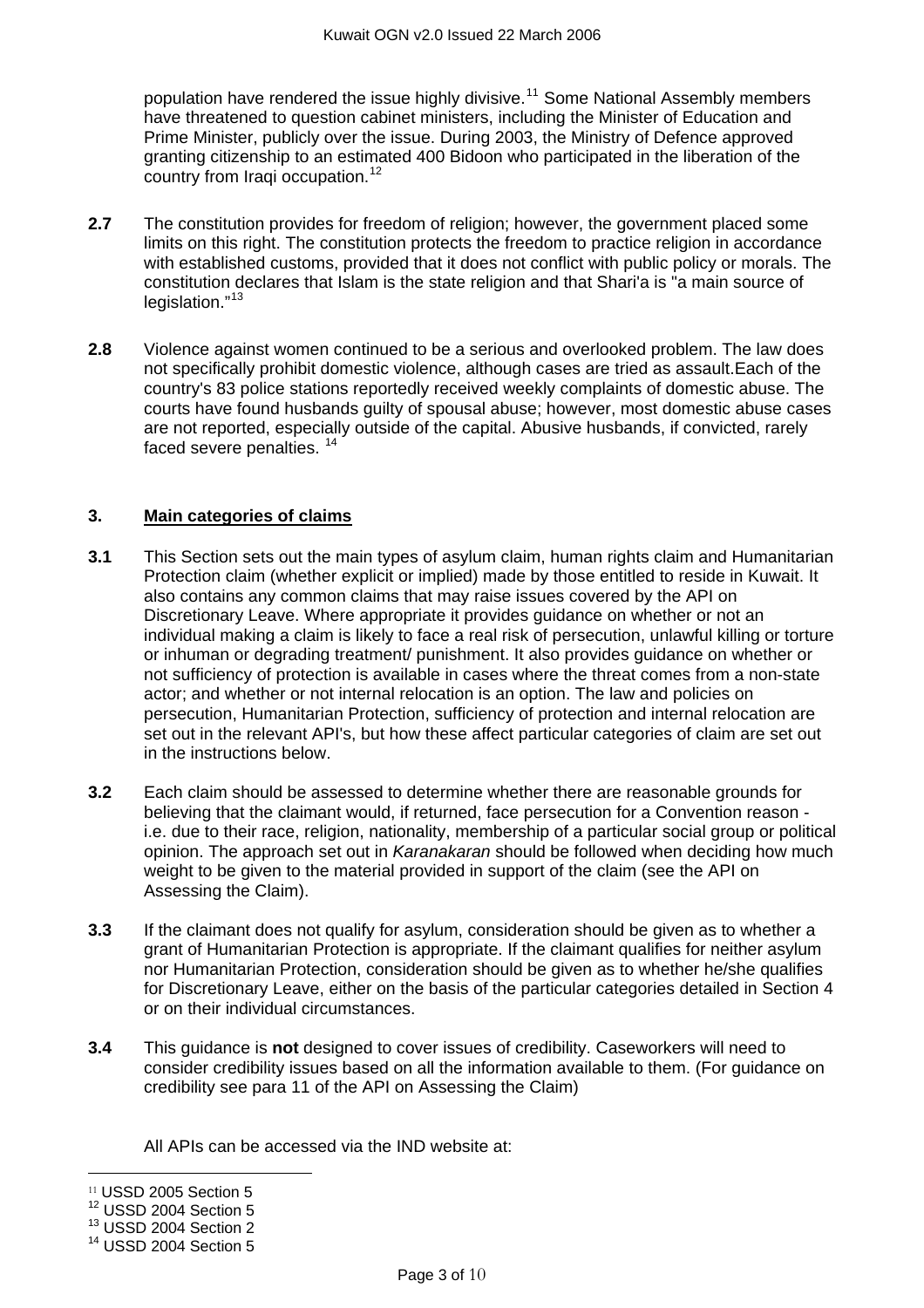population have rendered the issue highly divisive.[11] Some National Assembly members have threatened to question cabinet ministers, including the Minister of Education and Prime Minister, publicly over the issue. During 2003, the Ministry of Defence approved granting citizenship to an estimated 400 Bidoon who participated in the liberation of the country from Iraqi occupation.[12]

**2.7** The constitution provides for freedom of religion; however, the government placed some limits on this right. The constitution protects the freedom to practice religion in accordance with established customs, provided that it does not conflict with public policy or morals. The constitution declares that Islam is the state religion and that Shari'a is "a main source of legislation."[13]

**2.8** Violence against women continued to be a serious and overlooked problem. The law does not specifically prohibit domestic violence, although cases are tried as assault.Each of the country's 83 police stations reportedly received weekly complaints of domestic abuse. The courts have found husbands guilty of spousal abuse; however, most domestic abuse cases are not reported, especially outside of the capital. Abusive husbands, if convicted, rarely faced severe penalties. [14]

## 3. Main categories of claims

**3.1** This Section sets out the main types of asylum claim, human rights claim and Humanitarian Protection claim (whether explicit or implied) made by those entitled to reside in Kuwait. It also contains any common claims that may raise issues covered by the API on Discretionary Leave. Where appropriate it provides guidance on whether or not an individual making a claim is likely to face a real risk of persecution, unlawful killing or torture or inhuman or degrading treatment/ punishment. It also provides guidance on whether or not sufficiency of protection is available in cases where the threat comes from a non-state actor; and whether or not internal relocation is an option. The law and policies on persecution, Humanitarian Protection, sufficiency of protection and internal relocation are set out in the relevant API's, but how these affect particular categories of claim are set out in the instructions below.

**3.2** Each claim should be assessed to determine whether there are reasonable grounds for believing that the claimant would, if returned, face persecution for a Convention reason - i.e. due to their race, religion, nationality, membership of a particular social group or political opinion. The approach set out in *Karanakaran* should be followed when deciding how much weight to be given to the material provided in support of the claim (see the API on Assessing the Claim).

**3.3** If the claimant does not qualify for asylum, consideration should be given as to whether a grant of Humanitarian Protection is appropriate. If the claimant qualifies for neither asylum nor Humanitarian Protection, consideration should be given as to whether he/she qualifies for Discretionary Leave, either on the basis of the particular categories detailed in Section 4 or on their individual circumstances.

**3.4** This guidance is **not** designed to cover issues of credibility. Caseworkers will need to consider credibility issues based on all the information available to them. (For guidance on credibility see para 11 of the API on Assessing the Claim)

All APIs can be accessed via the IND website at:

---

[11] USSD 2005 Section 5
[12] USSD 2004 Section 5
[13] USSD 2004 Section 2
[14] USSD 2004 Section 5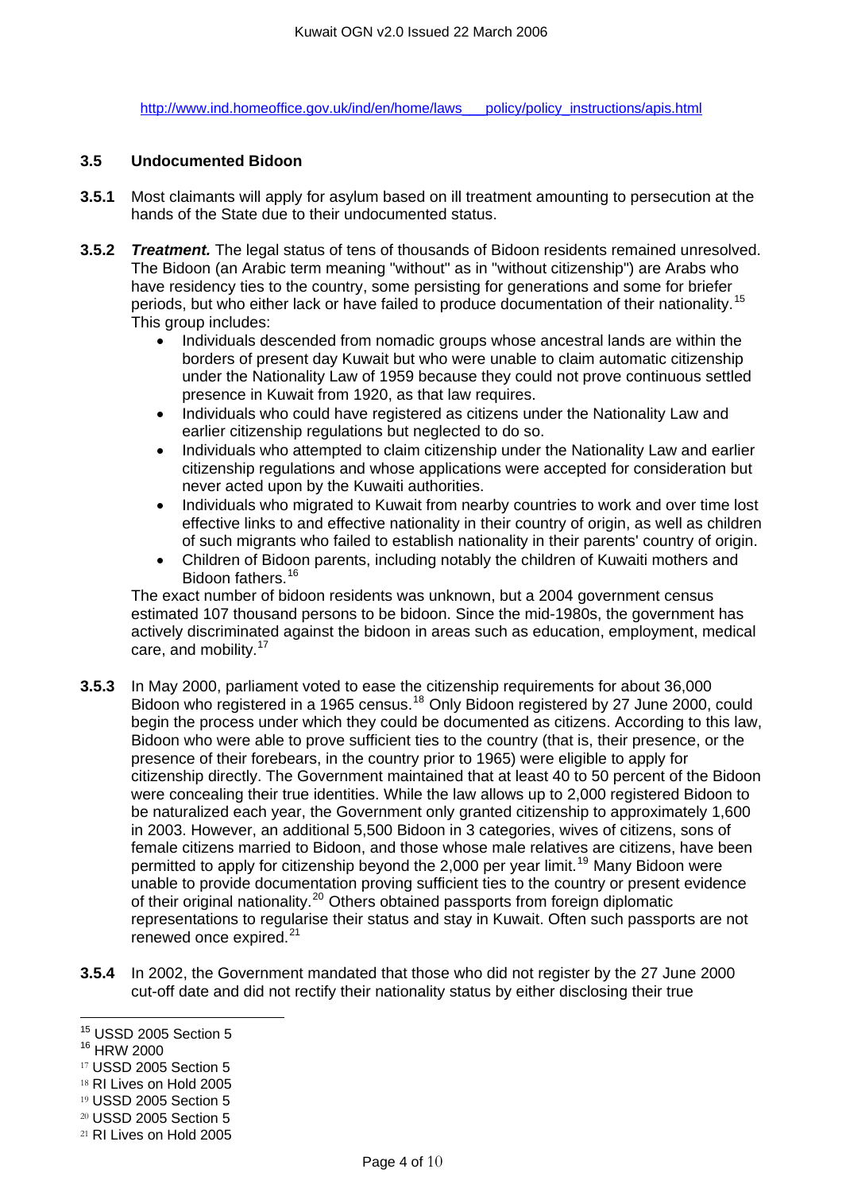http://www.ind.homeoffice.gov.uk/ind/en/home/laws___policy/policy_instructions/apis.html

### 3.5 Undocumented Bidoon

**3.5.1** Most claimants will apply for asylum based on ill treatment amounting to persecution at the hands of the State due to their undocumented status.

**3.5.2** ***Treatment.*** The legal status of tens of thousands of Bidoon residents remained unresolved. The Bidoon (an Arabic term meaning "without" as in "without citizenship") are Arabs who have residency ties to the country, some persisting for generations and some for briefer periods, but who either lack or have failed to produce documentation of their nationality.[15] This group includes:

- Individuals descended from nomadic groups whose ancestral lands are within the borders of present day Kuwait but who were unable to claim automatic citizenship under the Nationality Law of 1959 because they could not prove continuous settled presence in Kuwait from 1920, as that law requires.
- Individuals who could have registered as citizens under the Nationality Law and earlier citizenship regulations but neglected to do so.
- Individuals who attempted to claim citizenship under the Nationality Law and earlier citizenship regulations and whose applications were accepted for consideration but never acted upon by the Kuwaiti authorities.
- Individuals who migrated to Kuwait from nearby countries to work and over time lost effective links to and effective nationality in their country of origin, as well as children of such migrants who failed to establish nationality in their parents' country of origin.
- Children of Bidoon parents, including notably the children of Kuwaiti mothers and Bidoon fathers.[16]

The exact number of bidoon residents was unknown, but a 2004 government census estimated 107 thousand persons to be bidoon. Since the mid-1980s, the government has actively discriminated against the bidoon in areas such as education, employment, medical care, and mobility.[17]

**3.5.3** In May 2000, parliament voted to ease the citizenship requirements for about 36,000 Bidoon who registered in a 1965 census.[18] Only Bidoon registered by 27 June 2000, could begin the process under which they could be documented as citizens. According to this law, Bidoon who were able to prove sufficient ties to the country (that is, their presence, or the presence of their forebears, in the country prior to 1965) were eligible to apply for citizenship directly. The Government maintained that at least 40 to 50 percent of the Bidoon were concealing their true identities. While the law allows up to 2,000 registered Bidoon to be naturalized each year, the Government only granted citizenship to approximately 1,600 in 2003. However, an additional 5,500 Bidoon in 3 categories, wives of citizens, sons of female citizens married to Bidoon, and those whose male relatives are citizens, have been permitted to apply for citizenship beyond the 2,000 per year limit.[19] Many Bidoon were unable to provide documentation proving sufficient ties to the country or present evidence of their original nationality.[20] Others obtained passports from foreign diplomatic representations to regularise their status and stay in Kuwait. Often such passports are not renewed once expired.[21]

**3.5.4** In 2002, the Government mandated that those who did not register by the 27 June 2000 cut-off date and did not rectify their nationality status by either disclosing their true

---

[15] USSD 2005 Section 5
[16] HRW 2000
[17] USSD 2005 Section 5
[18] RI Lives on Hold 2005
[19] USSD 2005 Section 5
[20] USSD 2005 Section 5
[21] RI Lives on Hold 2005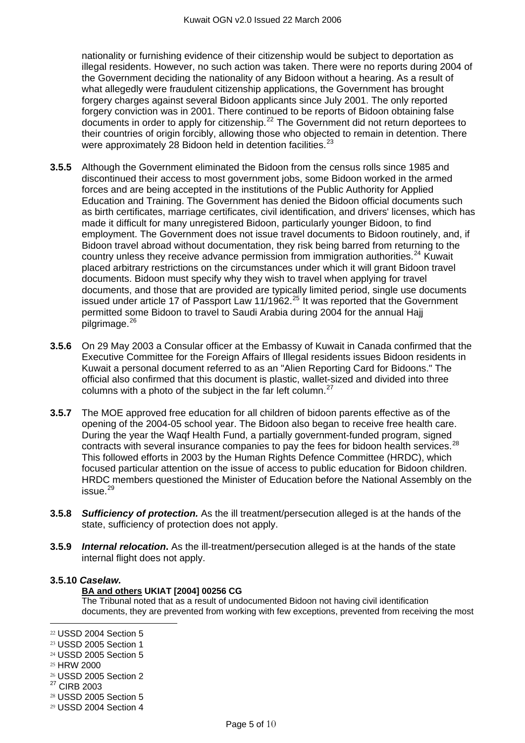nationality or furnishing evidence of their citizenship would be subject to deportation as illegal residents. However, no such action was taken. There were no reports during 2004 of the Government deciding the nationality of any Bidoon without a hearing. As a result of what allegedly were fraudulent citizenship applications, the Government has brought forgery charges against several Bidoon applicants since July 2001. The only reported forgery conviction was in 2001. There continued to be reports of Bidoon obtaining false documents in order to apply for citizenship.[22] The Government did not return deportees to their countries of origin forcibly, allowing those who objected to remain in detention. There were approximately 28 Bidoon held in detention facilities.[23]

**3.5.5** Although the Government eliminated the Bidoon from the census rolls since 1985 and discontinued their access to most government jobs, some Bidoon worked in the armed forces and are being accepted in the institutions of the Public Authority for Applied Education and Training. The Government has denied the Bidoon official documents such as birth certificates, marriage certificates, civil identification, and drivers' licenses, which has made it difficult for many unregistered Bidoon, particularly younger Bidoon, to find employment. The Government does not issue travel documents to Bidoon routinely, and, if Bidoon travel abroad without documentation, they risk being barred from returning to the country unless they receive advance permission from immigration authorities.[24] Kuwait placed arbitrary restrictions on the circumstances under which it will grant Bidoon travel documents. Bidoon must specify why they wish to travel when applying for travel documents, and those that are provided are typically limited period, single use documents issued under article 17 of Passport Law 11/1962.[25] It was reported that the Government permitted some Bidoon to travel to Saudi Arabia during 2004 for the annual Hajj pilgrimage.[26]

**3.5.6** On 29 May 2003 a Consular officer at the Embassy of Kuwait in Canada confirmed that the Executive Committee for the Foreign Affairs of Illegal residents issues Bidoon residents in Kuwait a personal document referred to as an "Alien Reporting Card for Bidoons." The official also confirmed that this document is plastic, wallet-sized and divided into three columns with a photo of the subject in the far left column.[27]

**3.5.7** The MOE approved free education for all children of bidoon parents effective as of the opening of the 2004-05 school year. The Bidoon also began to receive free health care. During the year the Waqf Health Fund, a partially government-funded program, signed contracts with several insurance companies to pay the fees for bidoon health services.[28] This followed efforts in 2003 by the Human Rights Defence Committee (HRDC), which focused particular attention on the issue of access to public education for Bidoon children. HRDC members questioned the Minister of Education before the National Assembly on the issue.[29]

**3.5.8** ***Sufficiency of protection.*** As the ill treatment/persecution alleged is at the hands of the state, sufficiency of protection does not apply.

**3.5.9** ***Internal relocation*****.** As the ill-treatment/persecution alleged is at the hands of the state internal flight does not apply.

**3.5.10** ***Caselaw.***

**BA and others UKIAT [2004] 00256 CG**
The Tribunal noted that as a result of undocumented Bidoon not having civil identification documents, they are prevented from working with few exceptions, prevented from receiving the most

---

22 USSD 2004 Section 5
23 USSD 2005 Section 1
24 USSD 2005 Section 5
25 HRW 2000
26 USSD 2005 Section 2
27 CIRB 2003
28 USSD 2005 Section 5
29 USSD 2004 Section 4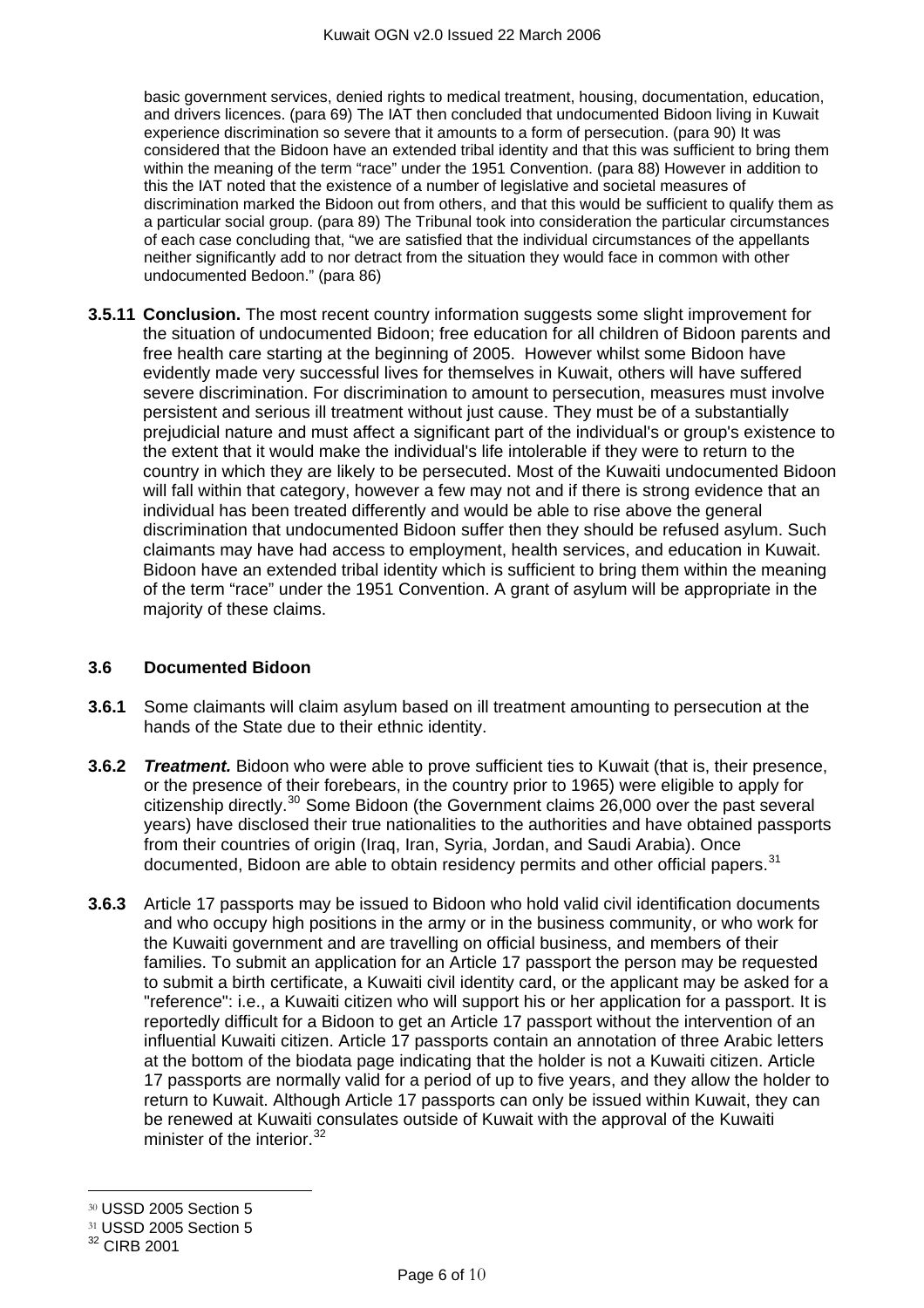basic government services, denied rights to medical treatment, housing, documentation, education, and drivers licences. (para 69) The IAT then concluded that undocumented Bidoon living in Kuwait experience discrimination so severe that it amounts to a form of persecution. (para 90) It was considered that the Bidoon have an extended tribal identity and that this was sufficient to bring them within the meaning of the term "race" under the 1951 Convention. (para 88) However in addition to this the IAT noted that the existence of a number of legislative and societal measures of discrimination marked the Bidoon out from others, and that this would be sufficient to qualify them as a particular social group. (para 89) The Tribunal took into consideration the particular circumstances of each case concluding that, "we are satisfied that the individual circumstances of the appellants neither significantly add to nor detract from the situation they would face in common with other undocumented Bedoon." (para 86)

**3.5.11 Conclusion.** The most recent country information suggests some slight improvement for the situation of undocumented Bidoon; free education for all children of Bidoon parents and free health care starting at the beginning of 2005. However whilst some Bidoon have evidently made very successful lives for themselves in Kuwait, others will have suffered severe discrimination. For discrimination to amount to persecution, measures must involve persistent and serious ill treatment without just cause. They must be of a substantially prejudicial nature and must affect a significant part of the individual's or group's existence to the extent that it would make the individual's life intolerable if they were to return to the country in which they are likely to be persecuted. Most of the Kuwaiti undocumented Bidoon will fall within that category, however a few may not and if there is strong evidence that an individual has been treated differently and would be able to rise above the general discrimination that undocumented Bidoon suffer then they should be refused asylum. Such claimants may have had access to employment, health services, and education in Kuwait. Bidoon have an extended tribal identity which is sufficient to bring them within the meaning of the term "race" under the 1951 Convention. A grant of asylum will be appropriate in the majority of these claims.

### 3.6 Documented Bidoon

**3.6.1** Some claimants will claim asylum based on ill treatment amounting to persecution at the hands of the State due to their ethnic identity.

**3.6.2** ***Treatment.*** Bidoon who were able to prove sufficient ties to Kuwait (that is, their presence, or the presence of their forebears, in the country prior to 1965) were eligible to apply for citizenship directly.[30] Some Bidoon (the Government claims 26,000 over the past several years) have disclosed their true nationalities to the authorities and have obtained passports from their countries of origin (Iraq, Iran, Syria, Jordan, and Saudi Arabia). Once documented, Bidoon are able to obtain residency permits and other official papers.[31]

**3.6.3** Article 17 passports may be issued to Bidoon who hold valid civil identification documents and who occupy high positions in the army or in the business community, or who work for the Kuwaiti government and are travelling on official business, and members of their families. To submit an application for an Article 17 passport the person may be requested to submit a birth certificate, a Kuwaiti civil identity card, or the applicant may be asked for a "reference": i.e., a Kuwaiti citizen who will support his or her application for a passport. It is reportedly difficult for a Bidoon to get an Article 17 passport without the intervention of an influential Kuwaiti citizen. Article 17 passports contain an annotation of three Arabic letters at the bottom of the biodata page indicating that the holder is not a Kuwaiti citizen. Article 17 passports are normally valid for a period of up to five years, and they allow the holder to return to Kuwait. Although Article 17 passports can only be issued within Kuwait, they can be renewed at Kuwaiti consulates outside of Kuwait with the approval of the Kuwaiti minister of the interior.[32]

---

[30] USSD 2005 Section 5

[31] USSD 2005 Section 5

[32] CIRB 2001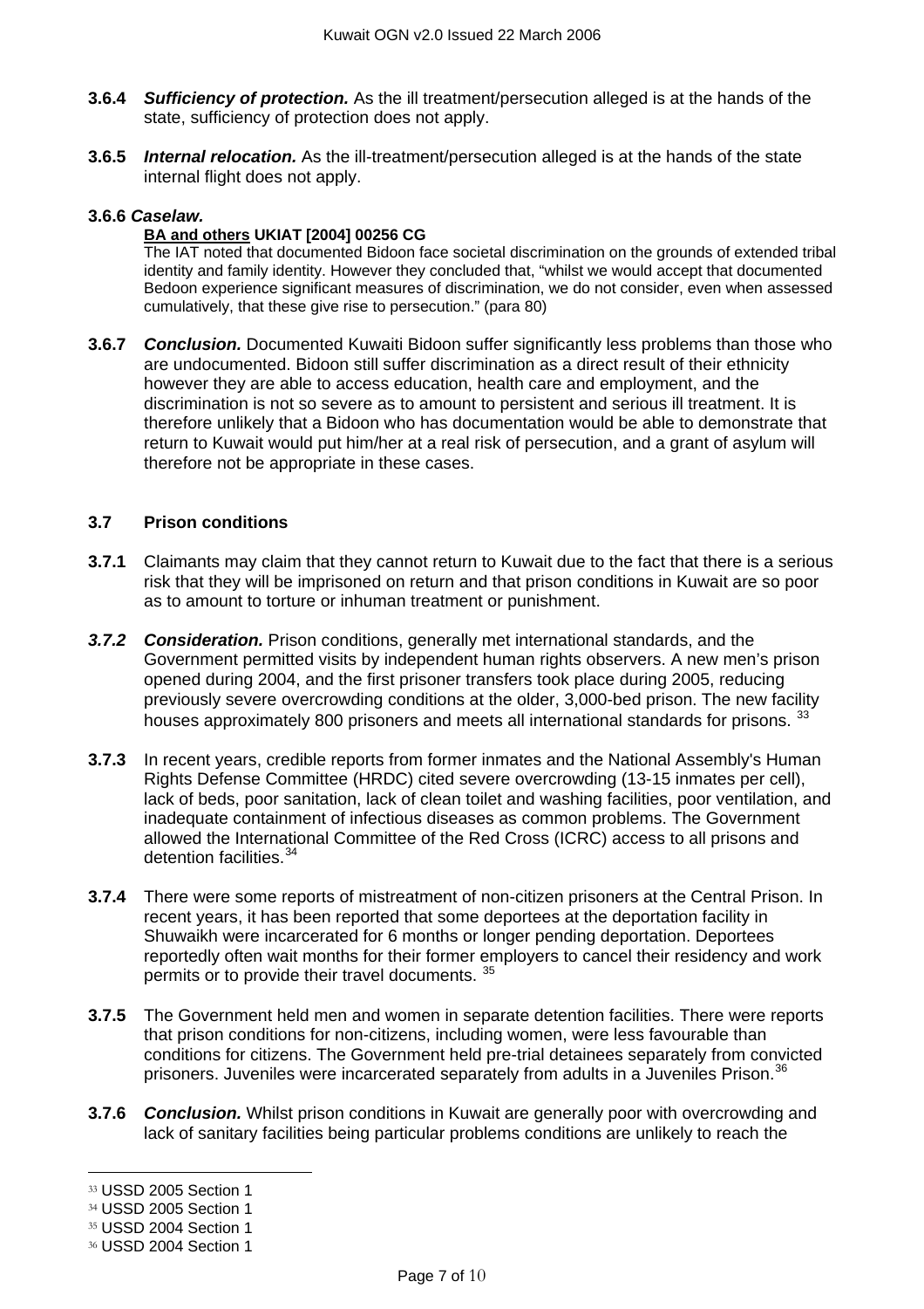**3.6.4** ***Sufficiency of protection.*** As the ill treatment/persecution alleged is at the hands of the state, sufficiency of protection does not apply.

**3.6.5** ***Internal relocation.*** As the ill-treatment/persecution alleged is at the hands of the state internal flight does not apply.

**3.6.6** ***Caselaw.***

**BA and others UKIAT [2004] 00256 CG**
The IAT noted that documented Bidoon face societal discrimination on the grounds of extended tribal identity and family identity. However they concluded that, "whilst we would accept that documented Bedoon experience significant measures of discrimination, we do not consider, even when assessed cumulatively, that these give rise to persecution." (para 80)

**3.6.7** ***Conclusion.*** Documented Kuwaiti Bidoon suffer significantly less problems than those who are undocumented. Bidoon still suffer discrimination as a direct result of their ethnicity however they are able to access education, health care and employment, and the discrimination is not so severe as to amount to persistent and serious ill treatment. It is therefore unlikely that a Bidoon who has documentation would be able to demonstrate that return to Kuwait would put him/her at a real risk of persecution, and a grant of asylum will therefore not be appropriate in these cases.

### 3.7 Prison conditions

**3.7.1** Claimants may claim that they cannot return to Kuwait due to the fact that there is a serious risk that they will be imprisoned on return and that prison conditions in Kuwait are so poor as to amount to torture or inhuman treatment or punishment.

***3.7.2*** ***Consideration.*** Prison conditions, generally met international standards, and the Government permitted visits by independent human rights observers. A new men's prison opened during 2004, and the first prisoner transfers took place during 2005, reducing previously severe overcrowding conditions at the older, 3,000-bed prison. The new facility houses approximately 800 prisoners and meets all international standards for prisons. [33]

**3.7.3** In recent years, credible reports from former inmates and the National Assembly's Human Rights Defense Committee (HRDC) cited severe overcrowding (13-15 inmates per cell), lack of beds, poor sanitation, lack of clean toilet and washing facilities, poor ventilation, and inadequate containment of infectious diseases as common problems. The Government allowed the International Committee of the Red Cross (ICRC) access to all prisons and detention facilities.[34]

**3.7.4** There were some reports of mistreatment of non-citizen prisoners at the Central Prison. In recent years, it has been reported that some deportees at the deportation facility in Shuwaikh were incarcerated for 6 months or longer pending deportation. Deportees reportedly often wait months for their former employers to cancel their residency and work permits or to provide their travel documents. [35]

**3.7.5** The Government held men and women in separate detention facilities. There were reports that prison conditions for non-citizens, including women, were less favourable than conditions for citizens. The Government held pre-trial detainees separately from convicted prisoners. Juveniles were incarcerated separately from adults in a Juveniles Prison.[36]

**3.7.6** ***Conclusion.*** Whilst prison conditions in Kuwait are generally poor with overcrowding and lack of sanitary facilities being particular problems conditions are unlikely to reach the

---

[33] USSD 2005 Section 1
[34] USSD 2005 Section 1
[35] USSD 2004 Section 1
[36] USSD 2004 Section 1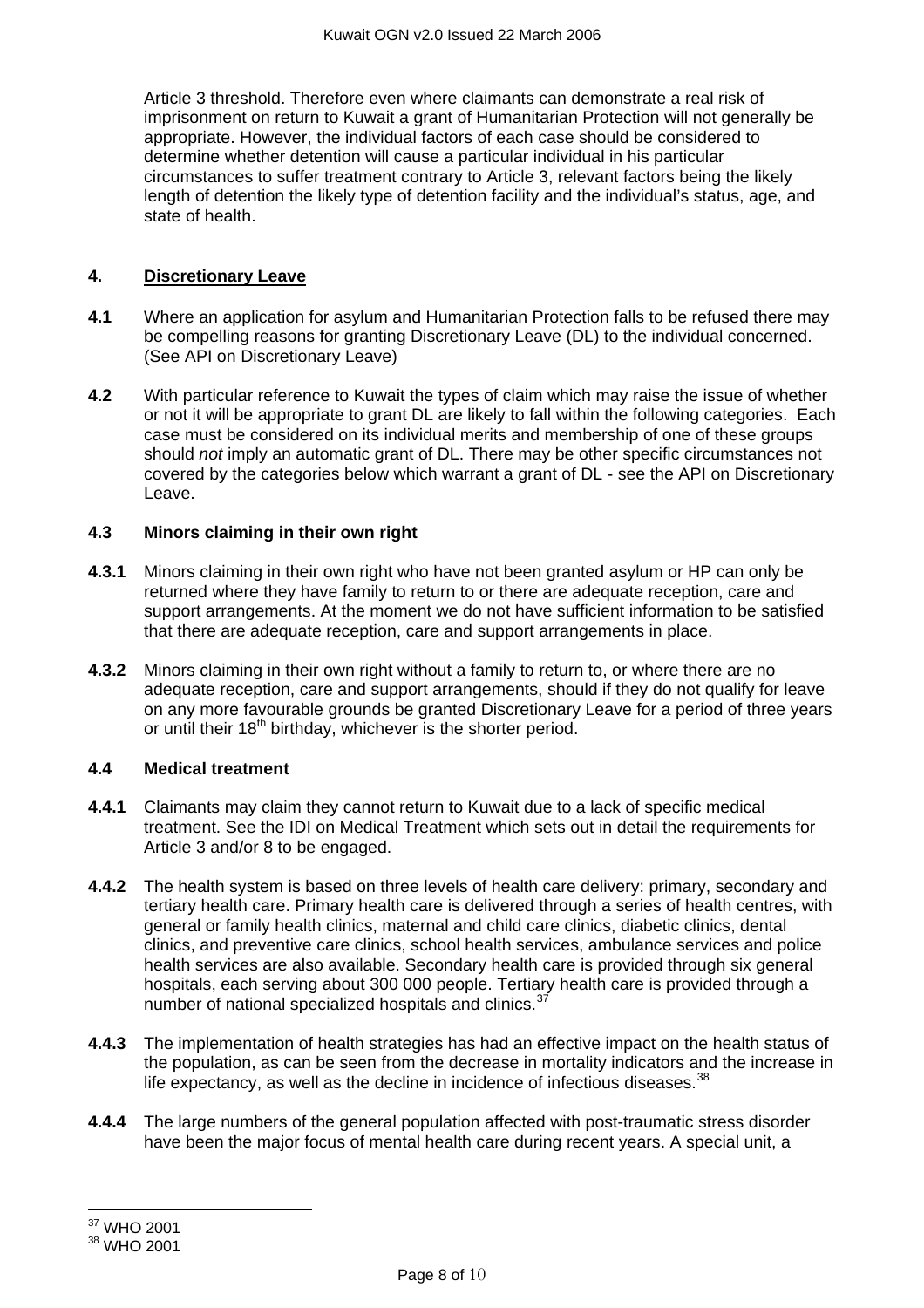Article 3 threshold. Therefore even where claimants can demonstrate a real risk of imprisonment on return to Kuwait a grant of Humanitarian Protection will not generally be appropriate. However, the individual factors of each case should be considered to determine whether detention will cause a particular individual in his particular circumstances to suffer treatment contrary to Article 3, relevant factors being the likely length of detention the likely type of detention facility and the individual's status, age, and state of health.

## 4. Discretionary Leave

**4.1** Where an application for asylum and Humanitarian Protection falls to be refused there may be compelling reasons for granting Discretionary Leave (DL) to the individual concerned. (See API on Discretionary Leave)

**4.2** With particular reference to Kuwait the types of claim which may raise the issue of whether or not it will be appropriate to grant DL are likely to fall within the following categories. Each case must be considered on its individual merits and membership of one of these groups should *not* imply an automatic grant of DL. There may be other specific circumstances not covered by the categories below which warrant a grant of DL - see the API on Discretionary Leave.

### 4.3 Minors claiming in their own right

**4.3.1** Minors claiming in their own right who have not been granted asylum or HP can only be returned where they have family to return to or there are adequate reception, care and support arrangements. At the moment we do not have sufficient information to be satisfied that there are adequate reception, care and support arrangements in place.

**4.3.2** Minors claiming in their own right without a family to return to, or where there are no adequate reception, care and support arrangements, should if they do not qualify for leave on any more favourable grounds be granted Discretionary Leave for a period of three years or until their 18th birthday, whichever is the shorter period.

### 4.4 Medical treatment

**4.4.1** Claimants may claim they cannot return to Kuwait due to a lack of specific medical treatment. See the IDI on Medical Treatment which sets out in detail the requirements for Article 3 and/or 8 to be engaged.

**4.4.2** The health system is based on three levels of health care delivery: primary, secondary and tertiary health care. Primary health care is delivered through a series of health centres, with general or family health clinics, maternal and child care clinics, diabetic clinics, dental clinics, and preventive care clinics, school health services, ambulance services and police health services are also available. Secondary health care is provided through six general hospitals, each serving about 300 000 people. Tertiary health care is provided through a number of national specialized hospitals and clinics.[37]

**4.4.3** The implementation of health strategies has had an effective impact on the health status of the population, as can be seen from the decrease in mortality indicators and the increase in life expectancy, as well as the decline in incidence of infectious diseases.[38]

**4.4.4** The large numbers of the general population affected with post-traumatic stress disorder have been the major focus of mental health care during recent years. A special unit, a

---

[37] WHO 2001

[38] WHO 2001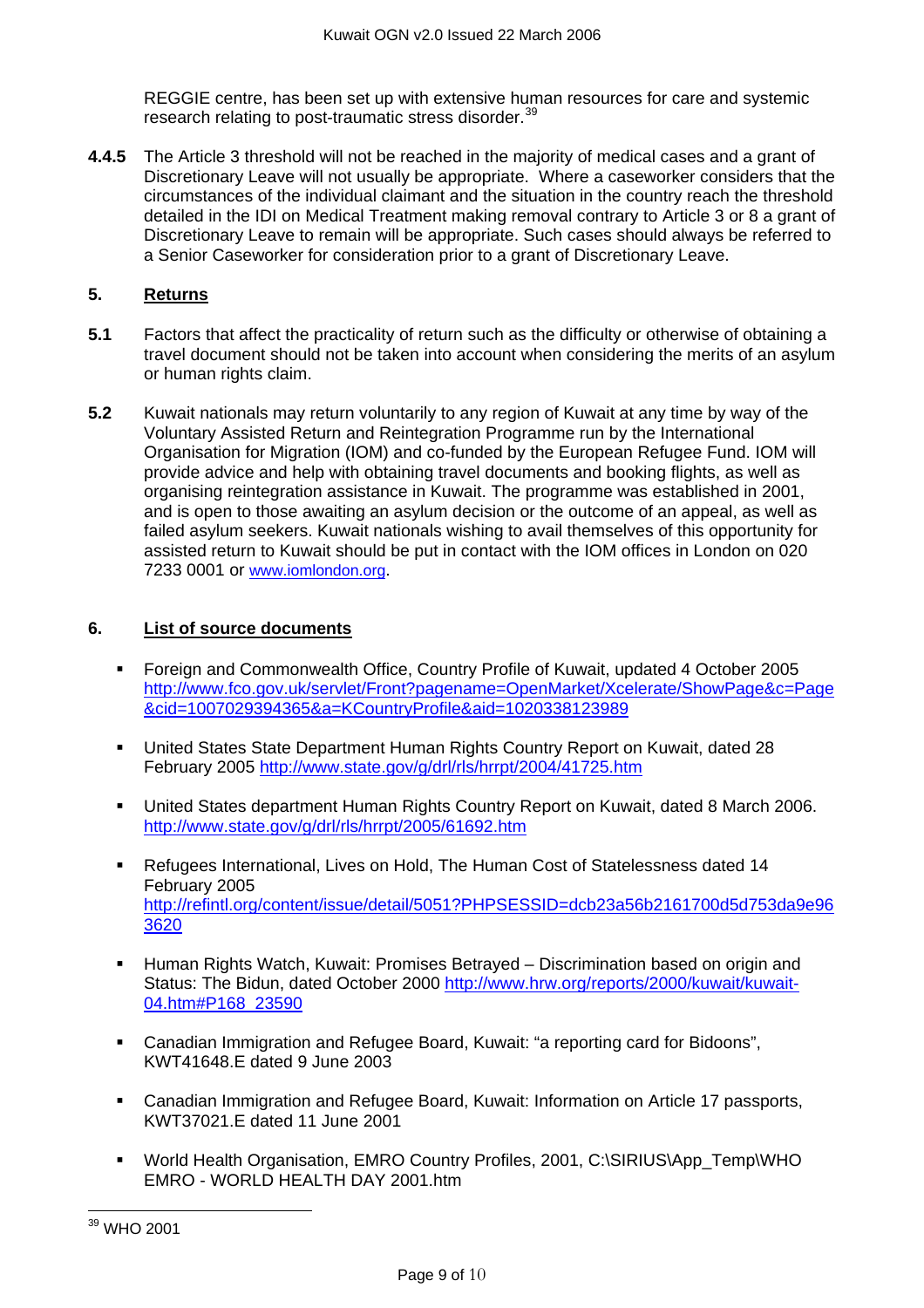REGGIE centre, has been set up with extensive human resources for care and systemic research relating to post-traumatic stress disorder.[39]

**4.4.5** The Article 3 threshold will not be reached in the majority of medical cases and a grant of Discretionary Leave will not usually be appropriate. Where a caseworker considers that the circumstances of the individual claimant and the situation in the country reach the threshold detailed in the IDI on Medical Treatment making removal contrary to Article 3 or 8 a grant of Discretionary Leave to remain will be appropriate. Such cases should always be referred to a Senior Caseworker for consideration prior to a grant of Discretionary Leave.

## 5. Returns

**5.1** Factors that affect the practicality of return such as the difficulty or otherwise of obtaining a travel document should not be taken into account when considering the merits of an asylum or human rights claim.

**5.2** Kuwait nationals may return voluntarily to any region of Kuwait at any time by way of the Voluntary Assisted Return and Reintegration Programme run by the International Organisation for Migration (IOM) and co-funded by the European Refugee Fund. IOM will provide advice and help with obtaining travel documents and booking flights, as well as organising reintegration assistance in Kuwait. The programme was established in 2001, and is open to those awaiting an asylum decision or the outcome of an appeal, as well as failed asylum seekers. Kuwait nationals wishing to avail themselves of this opportunity for assisted return to Kuwait should be put in contact with the IOM offices in London on 020 7233 0001 or www.iomlondon.org.

## 6. List of source documents

- Foreign and Commonwealth Office, Country Profile of Kuwait, updated 4 October 2005 http://www.fco.gov.uk/servlet/Front?pagename=OpenMarket/Xcelerate/ShowPage&c=Page&cid=1007029394365&a=KCountryProfile&aid=1020338123989
- United States State Department Human Rights Country Report on Kuwait, dated 28 February 2005 http://www.state.gov/g/drl/rls/hrrpt/2004/41725.htm
- United States department Human Rights Country Report on Kuwait, dated 8 March 2006. http://www.state.gov/g/drl/rls/hrrpt/2005/61692.htm
- Refugees International, Lives on Hold, The Human Cost of Statelessness dated 14 February 2005 http://refintl.org/content/issue/detail/5051?PHPSESSID=dcb23a56b2161700d5d753da9e963620
- Human Rights Watch, Kuwait: Promises Betrayed – Discrimination based on origin and Status: The Bidun, dated October 2000 http://www.hrw.org/reports/2000/kuwait/kuwait-04.htm#P168_23590
- Canadian Immigration and Refugee Board, Kuwait: "a reporting card for Bidoons", KWT41648.E dated 9 June 2003
- Canadian Immigration and Refugee Board, Kuwait: Information on Article 17 passports, KWT37021.E dated 11 June 2001
- World Health Organisation, EMRO Country Profiles, 2001, C:\SIRIUS\App_Temp\WHO EMRO - WORLD HEALTH DAY 2001.htm

[39] WHO 2001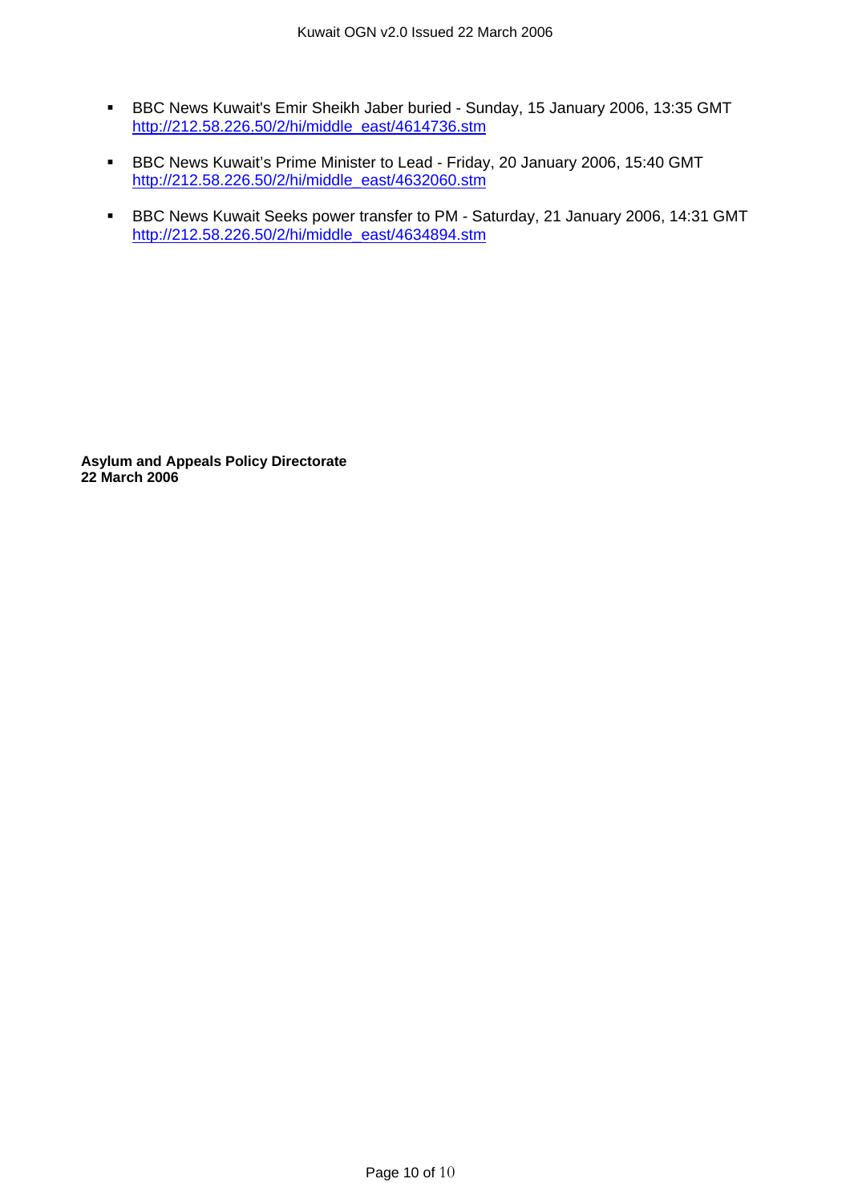- BBC News Kuwait's Emir Sheikh Jaber buried - Sunday, 15 January 2006, 13:35 GMT http://212.58.226.50/2/hi/middle_east/4614736.stm
- BBC News Kuwait's Prime Minister to Lead - Friday, 20 January 2006, 15:40 GMT http://212.58.226.50/2/hi/middle_east/4632060.stm
- BBC News Kuwait Seeks power transfer to PM - Saturday, 21 January 2006, 14:31 GMT http://212.58.226.50/2/hi/middle_east/4634894.stm

**Asylum and Appeals Policy Directorate**
**22 March 2006**